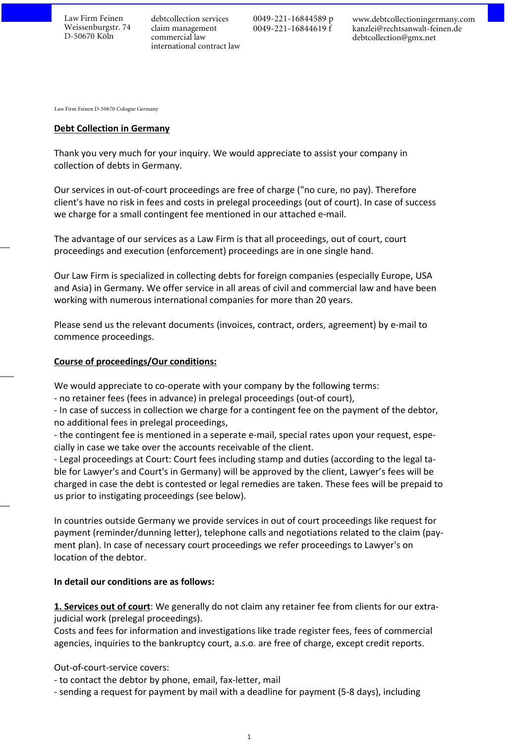Law Firm Feinen
Weissenburgstr. 74
D-50670 Köln

debtcollection services
claim management
commercial law
international contract law

0049-221-16844589 p
0049-221-16844619 f

www.debtcollectioningermany.com
kanzlei@rechtsanwalt-feinen.de
debtcollection@gmx.net

Law Firm Feinen D-50670 Cologne Germany

**Debt Collection in Germany**

Thank you very much for your inquiry. We would appreciate to assist your company in collection of debts in Germany.

Our services in out-of-court proceedings are free of charge ("no cure, no pay). Therefore client's have no risk in fees and costs in prelegal proceedings (out of court). In case of success we charge for a small contingent fee mentioned in our attached e-mail.

The advantage of our services as a Law Firm is that all proceedings, out of court, court proceedings and execution (enforcement) proceedings are in one single hand.

Our Law Firm is specialized in collecting debts for foreign companies (especially Europe, USA and Asia) in Germany. We offer service in all areas of civil and commercial law and have been working with numerous international companies for more than 20 years.

Please send us the relevant documents (invoices, contract, orders, agreement) by e-mail to commence proceedings.

**Course of proceedings/Our conditions:**

We would appreciate to co-operate with your company by the following terms:
- no retainer fees (fees in advance) in prelegal proceedings (out-of court),
- In case of success in collection we charge for a contingent fee on the payment of the debtor, no additional fees in prelegal proceedings,
- the contingent fee is mentioned in a seperate e-mail, special rates upon your request, especially in case we take over the accounts receivable of the client.
- Legal proceedings at Court: Court fees including stamp and duties (according to the legal table for Lawyer's and Court's in Germany) will be approved by the client, Lawyer's fees will be charged in case the debt is contested or legal remedies are taken. These fees will be prepaid to us prior to instigating proceedings (see below).

In countries outside Germany we provide services in out of court proceedings like request for payment (reminder/dunning letter), telephone calls and negotiations related to the claim (payment plan). In case of necessary court proceedings we refer proceedings to Lawyer's on location of the debtor.

**In detail our conditions are as follows:**

**1. Services out of court**: We generally do not claim any retainer fee from clients for our extra-judicial work (prelegal proceedings).
Costs and fees for information and investigations like trade register fees, fees of commercial agencies, inquiries to the bankruptcy court, a.s.o. are free of charge, except credit reports.

Out-of-court-service covers:
- to contact the debtor by phone, email, fax-letter, mail
- sending a request for payment by mail with a deadline for payment (5-8 days), including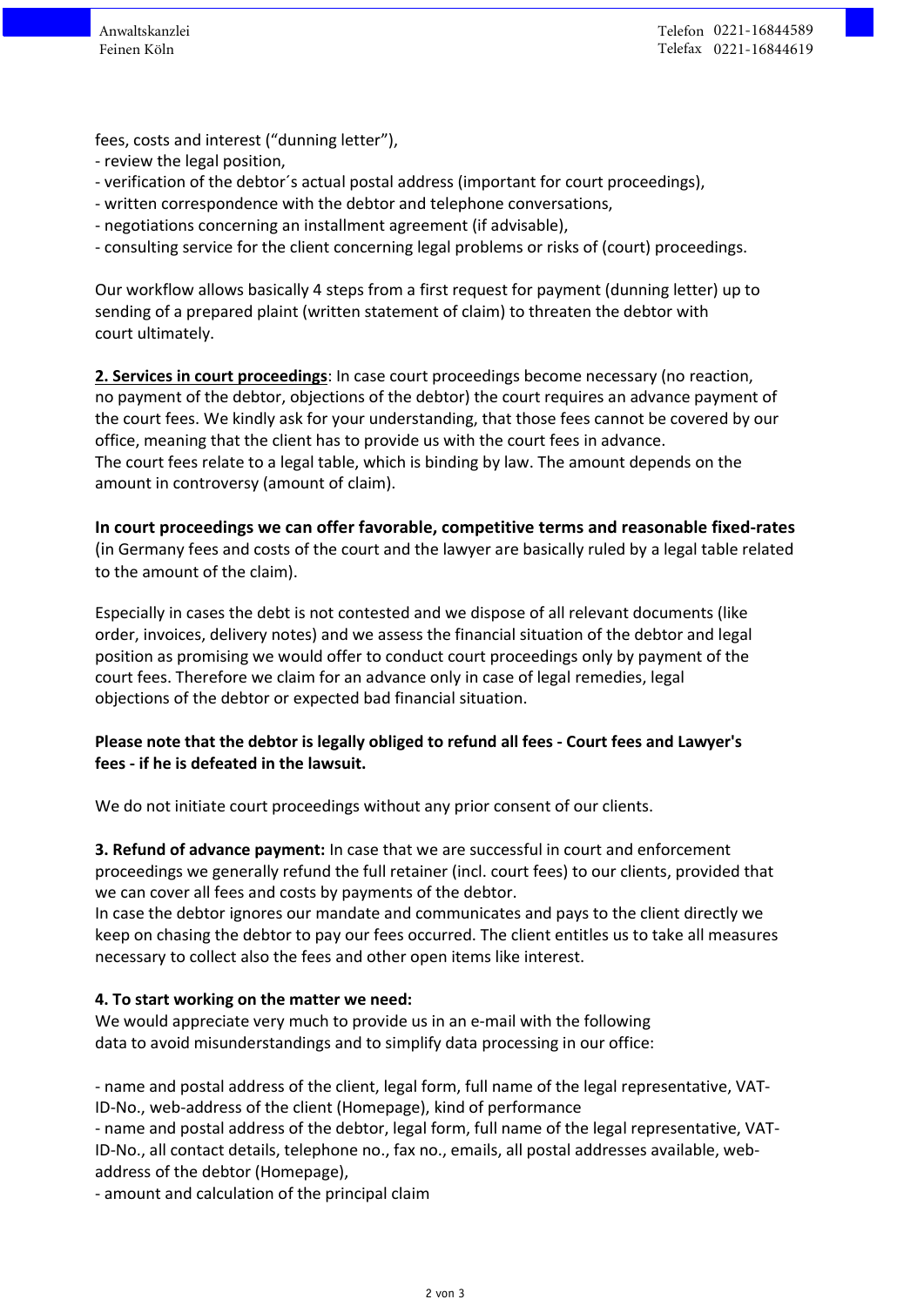fees, costs and interest (“dunning letter”),

- review the legal position,
- verification of the debtor´s actual postal address (important for court proceedings),
- written correspondence with the debtor and telephone conversations,
- negotiations concerning an installment agreement (if advisable),
- consulting service for the client concerning legal problems or risks of (court) proceedings.

Our workflow allows basically 4 steps from a first request for payment (dunning letter) up to sending of a prepared plaint (written statement of claim) to threaten the debtor with court ultimately.

**<u>2. Services in court proceedings</u>**: In case court proceedings become necessary (no reaction, no payment of the debtor, objections of the debtor) the court requires an advance payment of the court fees. We kindly ask for your understanding, that those fees cannot be covered by our office, meaning that the client has to provide us with the court fees in advance.
The court fees relate to a legal table, which is binding by law. The amount depends on the amount in controversy (amount of claim).

**In court proceedings we can offer favorable, competitive terms and reasonable fixed-rates** (in Germany fees and costs of the court and the lawyer are basically ruled by a legal table related to the amount of the claim).

Especially in cases the debt is not contested and we dispose of all relevant documents (like order, invoices, delivery notes) and we assess the financial situation of the debtor and legal position as promising we would offer to conduct court proceedings only by payment of the court fees. Therefore we claim for an advance only in case of legal remedies, legal objections of the debtor or expected bad financial situation.

**Please note that the debtor is legally obliged to refund all fees - Court fees and Lawyer's fees - if he is defeated in the lawsuit.**

We do not initiate court proceedings without any prior consent of our clients.

**3. Refund of advance payment:** In case that we are successful in court and enforcement proceedings we generally refund the full retainer (incl. court fees) to our clients, provided that we can cover all fees and costs by payments of the debtor.
In case the debtor ignores our mandate and communicates and pays to the client directly we keep on chasing the debtor to pay our fees occurred. The client entitles us to take all measures necessary to collect also the fees and other open items like interest.

**4. To start working on the matter we need:**
We would appreciate very much to provide us in an e-mail with the following data to avoid misunderstandings and to simplify data processing in our office:

- name and postal address of the client, legal form, full name of the legal representative, VAT-ID-No., web-address of the client (Homepage), kind of performance
- name and postal address of the debtor, legal form, full name of the legal representative, VAT-ID-No., all contact details, telephone no., fax no., emails, all postal addresses available, web-address of the debtor (Homepage),
- amount and calculation of the principal claim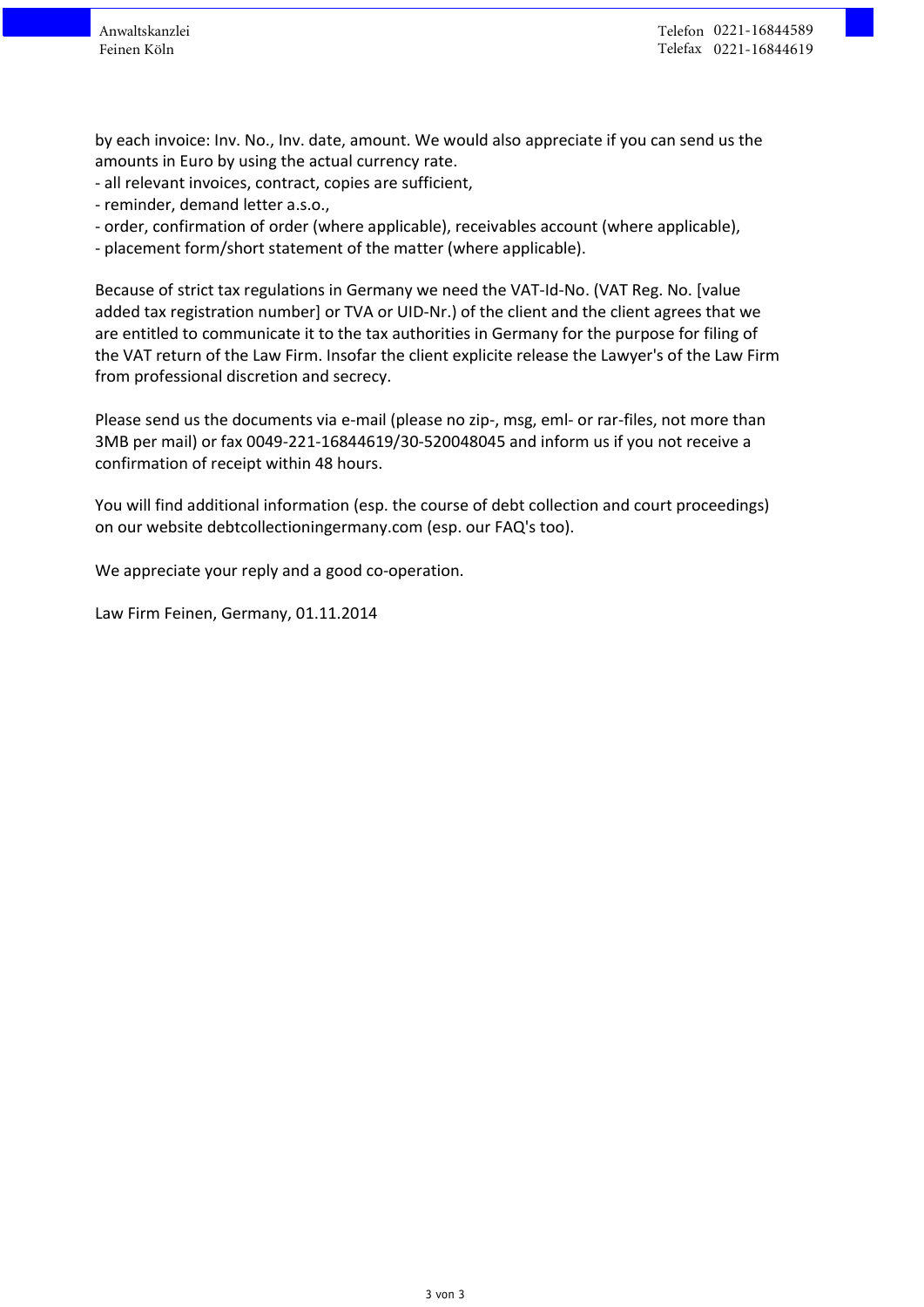by each invoice: Inv. No., Inv. date, amount. We would also appreciate if you can send us the amounts in Euro by using the actual currency rate.

- all relevant invoices, contract, copies are sufficient,
- reminder, demand letter a.s.o.,
- order, confirmation of order (where applicable), receivables account (where applicable),
- placement form/short statement of the matter (where applicable).

Because of strict tax regulations in Germany we need the VAT-Id-No. (VAT Reg. No. [value added tax registration number] or TVA or UID-Nr.) of the client and the client agrees that we are entitled to communicate it to the tax authorities in Germany for the purpose for filing of the VAT return of the Law Firm. Insofar the client explicite release the Lawyer's of the Law Firm from professional discretion and secrecy.

Please send us the documents via e-mail (please no zip-, msg, eml- or rar-files, not more than 3MB per mail) or fax 0049-221-16844619/30-520048045 and inform us if you not receive a confirmation of receipt within 48 hours.

You will find additional information (esp. the course of debt collection and court proceedings) on our website debtcollectioningermany.com (esp. our FAQ's too).

We appreciate your reply and a good co-operation.

Law Firm Feinen, Germany, 01.11.2014